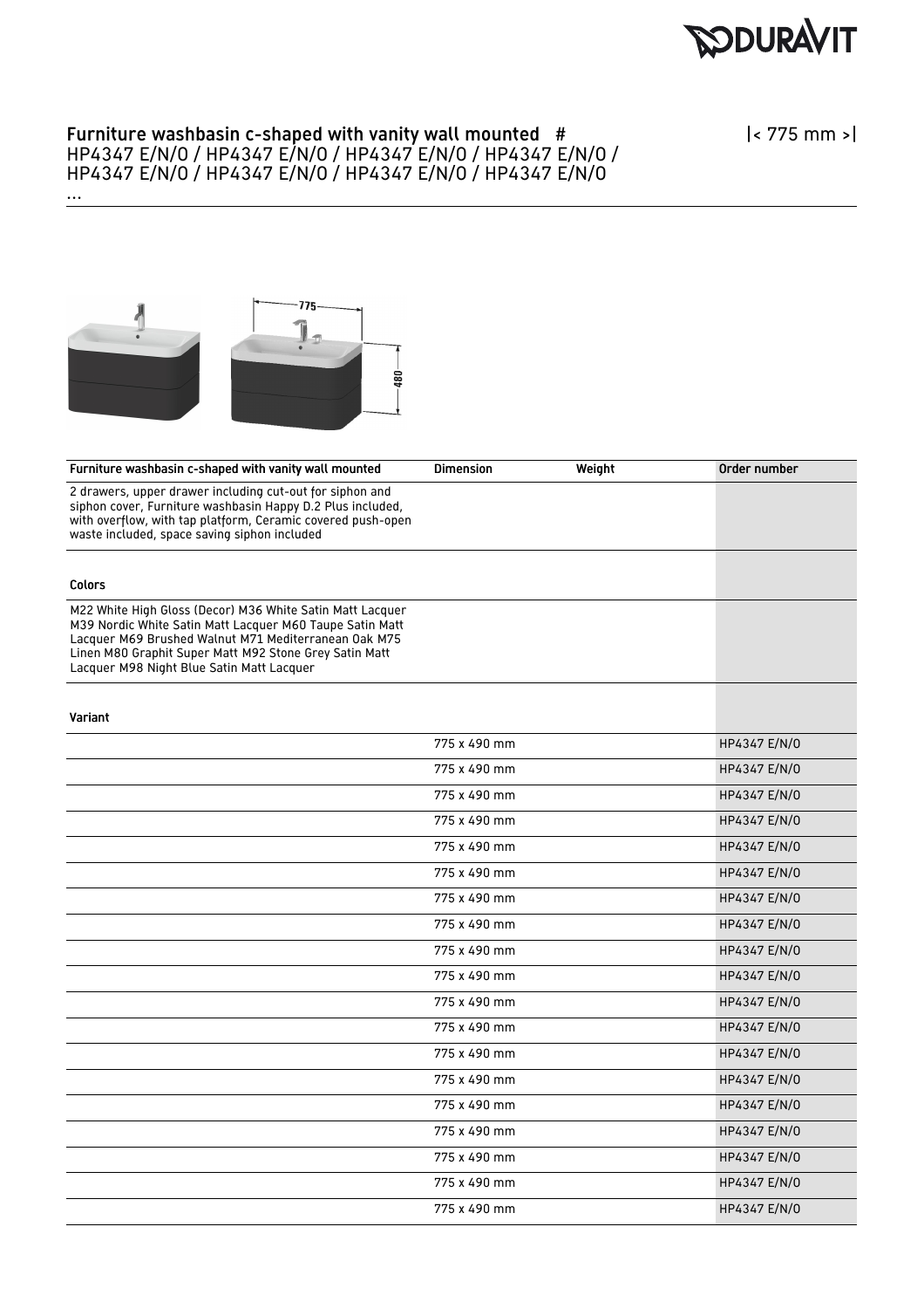# Furniture washbasin c-shaped with vanity wall mounted #

HP4347 E/N/0 / HP4347 E/N/0 / HP4347 E/N/0 / HP4347 E/N/0 / HP4347 E/N/0 / HP4347 E/N/0 / HP4347 E/N/0 / HP4347 E/N/0 ...

|< 775 mm >|

| Furniture washbasin c-shaped with vanity wall mounted | Dimension | Weight | Order number |
|---|---|---|---|
| 2 drawers, upper drawer including cut-out for siphon and siphon cover, Furniture washbasin Happy D.2 Plus included, with overflow, with tap platform, Ceramic covered push-open waste included, space saving siphon included | | | |
| **Colors** | | | |
| M22 White High Gloss (Decor) M36 White Satin Matt Lacquer M39 Nordic White Satin Matt Lacquer M60 Taupe Satin Matt Lacquer M69 Brushed Walnut M71 Mediterranean Oak M75 Linen M80 Graphit Super Matt M92 Stone Grey Satin Matt Lacquer M98 Night Blue Satin Matt Lacquer | | | |
| **Variant** | | | |
| | 775 x 490 mm | | HP4347 E/N/0 |
| | 775 x 490 mm | | HP4347 E/N/0 |
| | 775 x 490 mm | | HP4347 E/N/0 |
| | 775 x 490 mm | | HP4347 E/N/0 |
| | 775 x 490 mm | | HP4347 E/N/0 |
| | 775 x 490 mm | | HP4347 E/N/0 |
| | 775 x 490 mm | | HP4347 E/N/0 |
| | 775 x 490 mm | | HP4347 E/N/0 |
| | 775 x 490 mm | | HP4347 E/N/0 |
| | 775 x 490 mm | | HP4347 E/N/0 |
| | 775 x 490 mm | | HP4347 E/N/0 |
| | 775 x 490 mm | | HP4347 E/N/0 |
| | 775 x 490 mm | | HP4347 E/N/0 |
| | 775 x 490 mm | | HP4347 E/N/0 |
| | 775 x 490 mm | | HP4347 E/N/0 |
| | 775 x 490 mm | | HP4347 E/N/0 |
| | 775 x 490 mm | | HP4347 E/N/0 |
| | 775 x 490 mm | | HP4347 E/N/0 |
| | 775 x 490 mm | | HP4347 E/N/0 |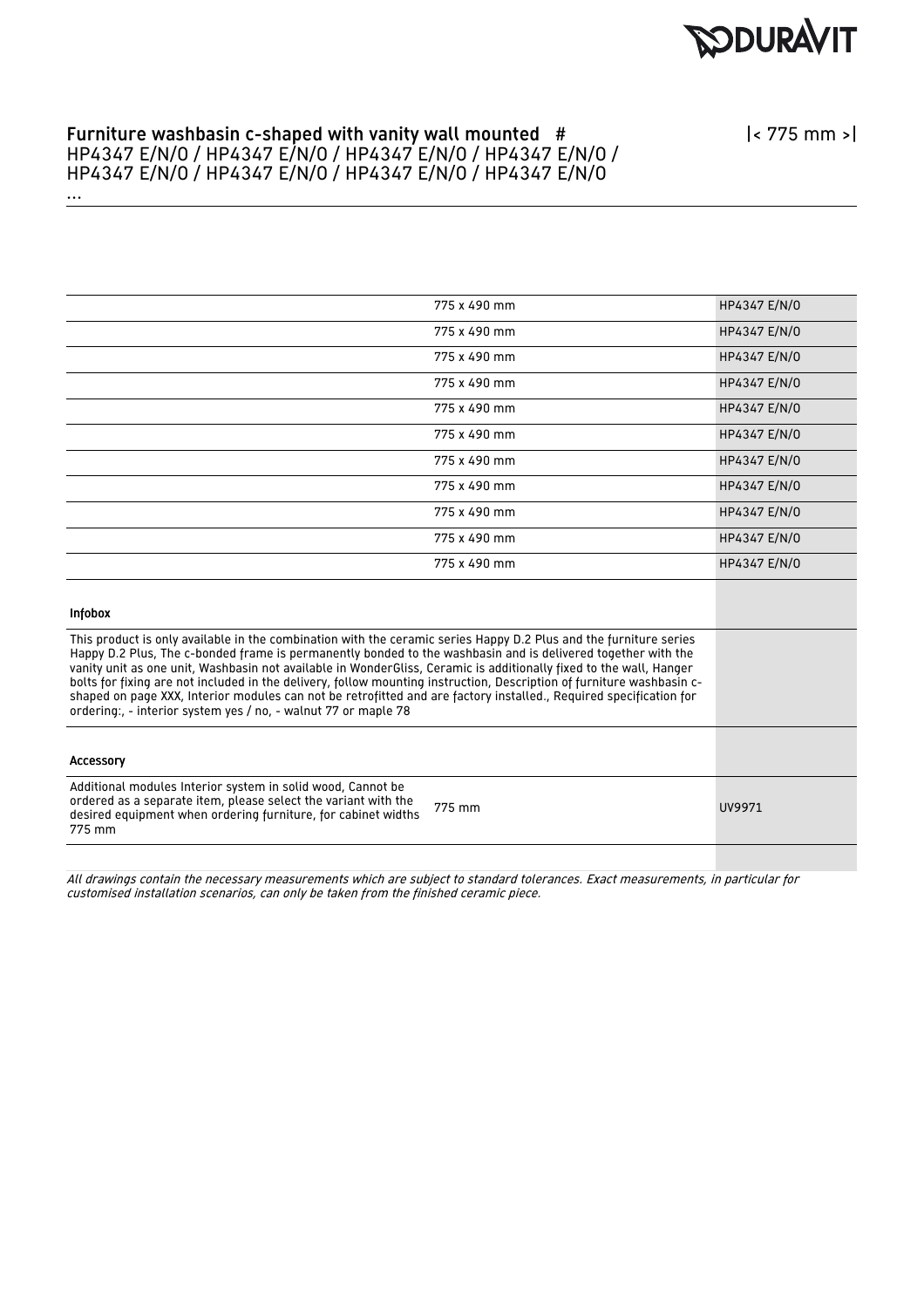## Furniture washbasin c-shaped with vanity wall mounted #

HP4347 E/N/0 / HP4347 E/N/0 / HP4347 E/N/0 / HP4347 E/N/0 / HP4347 E/N/0 / HP4347 E/N/0 / HP4347 E/N/0 / HP4347 E/N/0 ...

|< 775 mm >|

| | | |
|---|---|---|
| | 775 x 490 mm | HP4347 E/N/0 |
| | 775 x 490 mm | HP4347 E/N/0 |
| | 775 x 490 mm | HP4347 E/N/0 |
| | 775 x 490 mm | HP4347 E/N/0 |
| | 775 x 490 mm | HP4347 E/N/0 |
| | 775 x 490 mm | HP4347 E/N/0 |
| | 775 x 490 mm | HP4347 E/N/0 |
| | 775 x 490 mm | HP4347 E/N/0 |
| | 775 x 490 mm | HP4347 E/N/0 |
| | 775 x 490 mm | HP4347 E/N/0 |
| | 775 x 490 mm | HP4347 E/N/0 |

**Infobox**

This product is only available in the combination with the ceramic series Happy D.2 Plus and the furniture series Happy D.2 Plus, The c-bonded frame is permanently bonded to the washbasin and is delivered together with the vanity unit as one unit, Washbasin not available in WonderGliss, Ceramic is additionally fixed to the wall, Hanger bolts for fixing are not included in the delivery, follow mounting instruction, Description of furniture washbasin c-shaped on page XXX, Interior modules can not be retrofitted and are factory installed., Required specification for ordering:, - interior system yes / no, - walnut 77 or maple 78

**Accessory**

| | | |
|---|---|---|
| Additional modules Interior system in solid wood, Cannot be ordered as a separate item, please select the variant with the desired equipment when ordering furniture, for cabinet widths 775 mm | 775 mm | UV9971 |

*All drawings contain the necessary measurements which are subject to standard tolerances. Exact measurements, in particular for customised installation scenarios, can only be taken from the finished ceramic piece.*